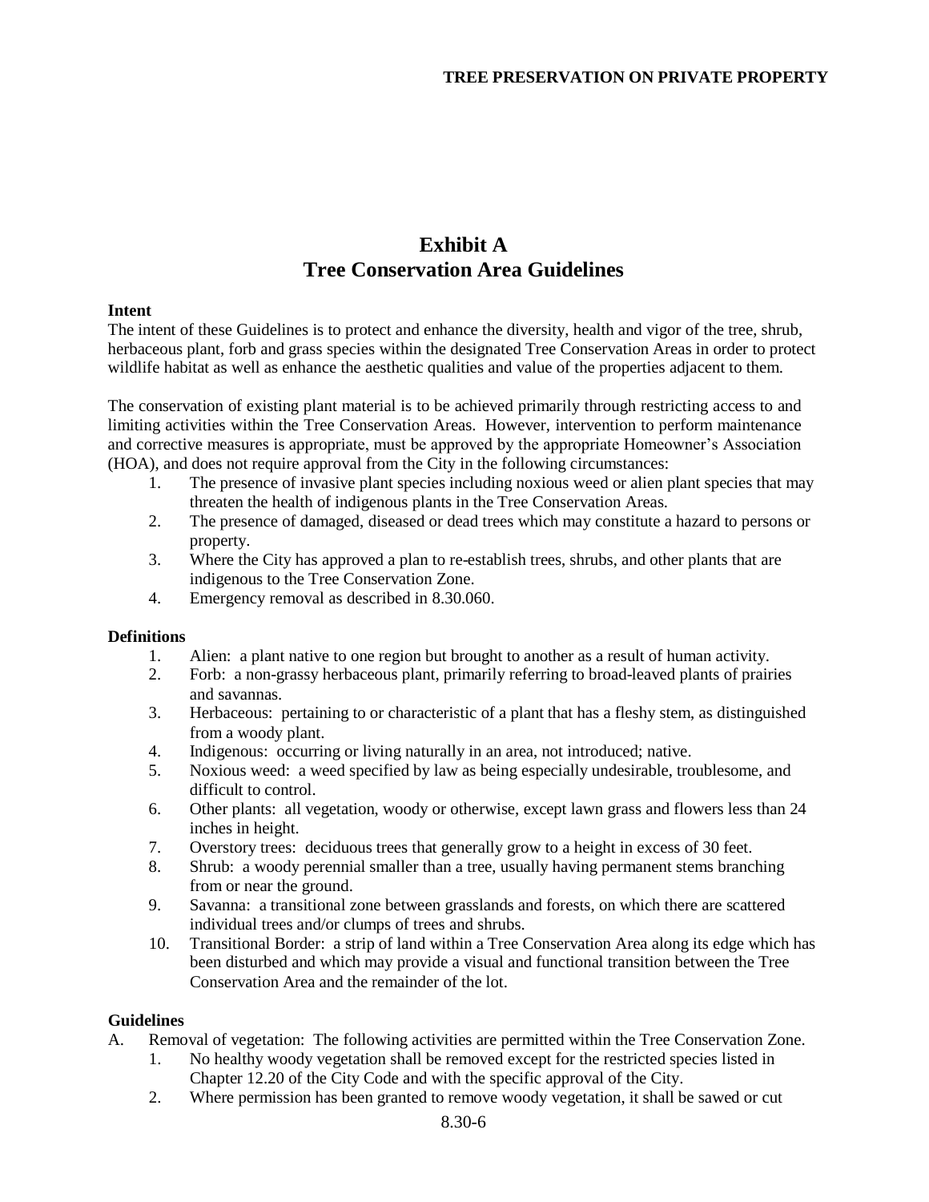# Exhibit A
# Tree Conservation Area Guidelines

**Intent**

The intent of these Guidelines is to protect and enhance the diversity, health and vigor of the tree, shrub, herbaceous plant, forb and grass species within the designated Tree Conservation Areas in order to protect wildlife habitat as well as enhance the aesthetic qualities and value of the properties adjacent to them.

The conservation of existing plant material is to be achieved primarily through restricting access to and limiting activities within the Tree Conservation Areas. However, intervention to perform maintenance and corrective measures is appropriate, must be approved by the appropriate Homeowner's Association (HOA), and does not require approval from the City in the following circumstances:

1. The presence of invasive plant species including noxious weed or alien plant species that may threaten the health of indigenous plants in the Tree Conservation Areas.
2. The presence of damaged, diseased or dead trees which may constitute a hazard to persons or property.
3. Where the City has approved a plan to re-establish trees, shrubs, and other plants that are indigenous to the Tree Conservation Zone.
4. Emergency removal as described in 8.30.060.

**Definitions**

1. Alien: a plant native to one region but brought to another as a result of human activity.
2. Forb: a non-grassy herbaceous plant, primarily referring to broad-leaved plants of prairies and savannas.
3. Herbaceous: pertaining to or characteristic of a plant that has a fleshy stem, as distinguished from a woody plant.
4. Indigenous: occurring or living naturally in an area, not introduced; native.
5. Noxious weed: a weed specified by law as being especially undesirable, troublesome, and difficult to control.
6. Other plants: all vegetation, woody or otherwise, except lawn grass and flowers less than 24 inches in height.
7. Overstory trees: deciduous trees that generally grow to a height in excess of 30 feet.
8. Shrub: a woody perennial smaller than a tree, usually having permanent stems branching from or near the ground.
9. Savanna: a transitional zone between grasslands and forests, on which there are scattered individual trees and/or clumps of trees and shrubs.
10. Transitional Border: a strip of land within a Tree Conservation Area along its edge which has been disturbed and which may provide a visual and functional transition between the Tree Conservation Area and the remainder of the lot.

**Guidelines**

A. Removal of vegetation: The following activities are permitted within the Tree Conservation Zone.
   1. No healthy woody vegetation shall be removed except for the restricted species listed in Chapter 12.20 of the City Code and with the specific approval of the City.
   2. Where permission has been granted to remove woody vegetation, it shall be sawed or cut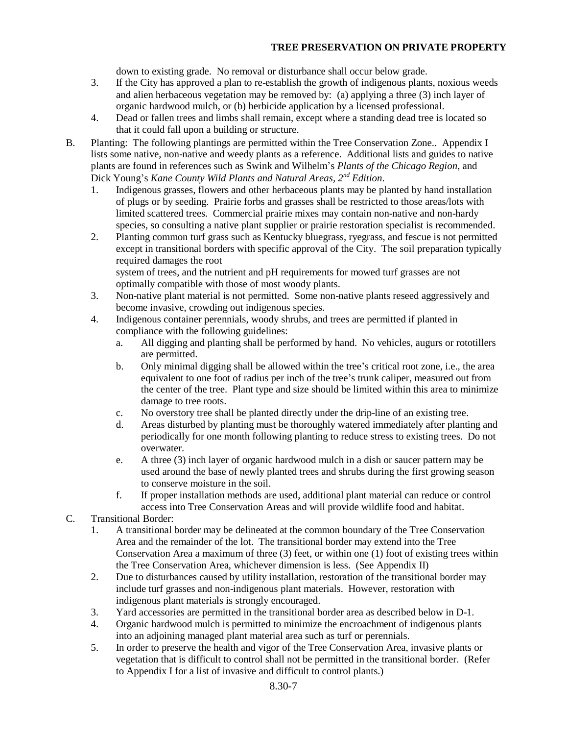down to existing grade. No removal or disturbance shall occur below grade.

3. If the City has approved a plan to re-establish the growth of indigenous plants, noxious weeds and alien herbaceous vegetation may be removed by: (a) applying a three (3) inch layer of organic hardwood mulch, or (b) herbicide application by a licensed professional.
4. Dead or fallen trees and limbs shall remain, except where a standing dead tree is located so that it could fall upon a building or structure.

B. Planting: The following plantings are permitted within the Tree Conservation Zone.. Appendix I lists some native, non-native and weedy plants as a reference. Additional lists and guides to native plants are found in references such as Swink and Wilhelm's *Plants of the Chicago Region*, and Dick Young's *Kane County Wild Plants and Natural Areas, 2nd Edition*.

1. Indigenous grasses, flowers and other herbaceous plants may be planted by hand installation of plugs or by seeding. Prairie forbs and grasses shall be restricted to those areas/lots with limited scattered trees. Commercial prairie mixes may contain non-native and non-hardy species, so consulting a native plant supplier or prairie restoration specialist is recommended.
2. Planting common turf grass such as Kentucky bluegrass, ryegrass, and fescue is not permitted except in transitional borders with specific approval of the City. The soil preparation typically required damages the root system of trees, and the nutrient and pH requirements for mowed turf grasses are not optimally compatible with those of most woody plants.
3. Non-native plant material is not permitted. Some non-native plants reseed aggressively and become invasive, crowding out indigenous species.
4. Indigenous container perennials, woody shrubs, and trees are permitted if planted in compliance with the following guidelines:
   a. All digging and planting shall be performed by hand. No vehicles, augurs or rototillers are permitted.
   b. Only minimal digging shall be allowed within the tree's critical root zone, i.e., the area equivalent to one foot of radius per inch of the tree's trunk caliper, measured out from the center of the tree. Plant type and size should be limited within this area to minimize damage to tree roots.
   c. No overstory tree shall be planted directly under the drip-line of an existing tree.
   d. Areas disturbed by planting must be thoroughly watered immediately after planting and periodically for one month following planting to reduce stress to existing trees. Do not overwater.
   e. A three (3) inch layer of organic hardwood mulch in a dish or saucer pattern may be used around the base of newly planted trees and shrubs during the first growing season to conserve moisture in the soil.
   f. If proper installation methods are used, additional plant material can reduce or control access into Tree Conservation Areas and will provide wildlife food and habitat.

C. Transitional Border:

1. A transitional border may be delineated at the common boundary of the Tree Conservation Area and the remainder of the lot. The transitional border may extend into the Tree Conservation Area a maximum of three (3) feet, or within one (1) foot of existing trees within the Tree Conservation Area, whichever dimension is less. (See Appendix II)
2. Due to disturbances caused by utility installation, restoration of the transitional border may include turf grasses and non-indigenous plant materials. However, restoration with indigenous plant materials is strongly encouraged.
3. Yard accessories are permitted in the transitional border area as described below in D-1.
4. Organic hardwood mulch is permitted to minimize the encroachment of indigenous plants into an adjoining managed plant material area such as turf or perennials.
5. In order to preserve the health and vigor of the Tree Conservation Area, invasive plants or vegetation that is difficult to control shall not be permitted in the transitional border. (Refer to Appendix I for a list of invasive and difficult to control plants.)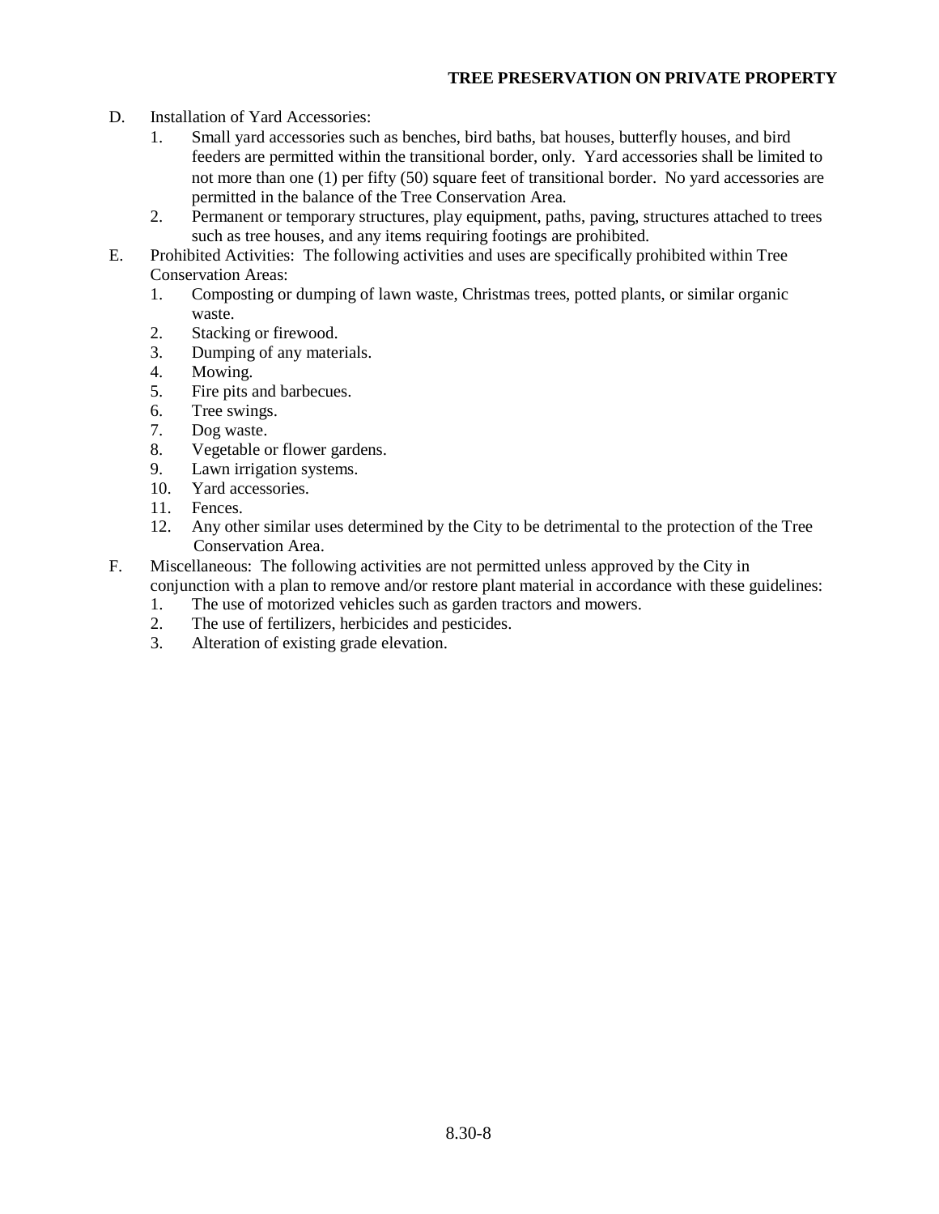D. Installation of Yard Accessories:
   1. Small yard accessories such as benches, bird baths, bat houses, butterfly houses, and bird feeders are permitted within the transitional border, only. Yard accessories shall be limited to not more than one (1) per fifty (50) square feet of transitional border. No yard accessories are permitted in the balance of the Tree Conservation Area.
   2. Permanent or temporary structures, play equipment, paths, paving, structures attached to trees such as tree houses, and any items requiring footings are prohibited.

E. Prohibited Activities: The following activities and uses are specifically prohibited within Tree Conservation Areas:
   1. Composting or dumping of lawn waste, Christmas trees, potted plants, or similar organic waste.
   2. Stacking or firewood.
   3. Dumping of any materials.
   4. Mowing.
   5. Fire pits and barbecues.
   6. Tree swings.
   7. Dog waste.
   8. Vegetable or flower gardens.
   9. Lawn irrigation systems.
   10. Yard accessories.
   11. Fences.
   12. Any other similar uses determined by the City to be detrimental to the protection of the Tree Conservation Area.

F. Miscellaneous: The following activities are not permitted unless approved by the City in conjunction with a plan to remove and/or restore plant material in accordance with these guidelines:
   1. The use of motorized vehicles such as garden tractors and mowers.
   2. The use of fertilizers, herbicides and pesticides.
   3. Alteration of existing grade elevation.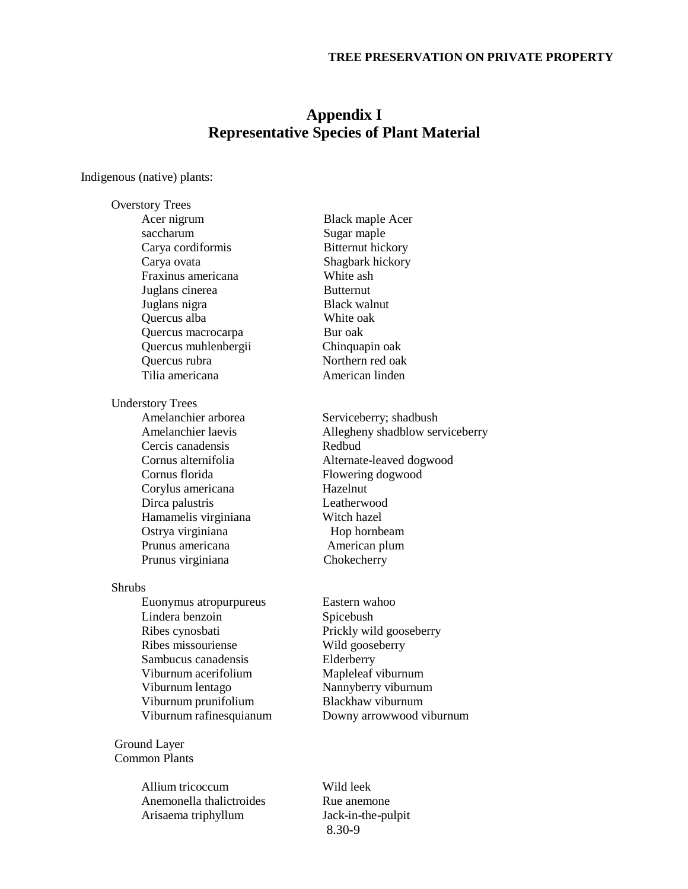## Appendix I
## Representative Species of Plant Material

Indigenous (native) plants:

**Overstory Trees**

| | |
|---|---|
| Acer nigrum | Black maple Acer |
| saccharum | Sugar maple |
| Carya cordiformis | Bitternut hickory |
| Carya ovata | Shagbark hickory |
| Fraxinus americana | White ash |
| Juglans cinerea | Butternut |
| Juglans nigra | Black walnut |
| Quercus alba | White oak |
| Quercus macrocarpa | Bur oak |
| Quercus muhlenbergii | Chinquapin oak |
| Quercus rubra | Northern red oak |
| Tilia americana | American linden |

**Understory Trees**

| | |
|---|---|
| Amelanchier arborea | Serviceberry; shadbush |
| Amelanchier laevis | Allegheny shadblow serviceberry |
| Cercis canadensis | Redbud |
| Cornus alternifolia | Alternate-leaved dogwood |
| Cornus florida | Flowering dogwood |
| Corylus americana | Hazelnut |
| Dirca palustris | Leatherwood |
| Hamamelis virginiana | Witch hazel |
| Ostrya virginiana | Hop hornbeam |
| Prunus americana | American plum |
| Prunus virginiana | Chokecherry |

**Shrubs**

| | |
|---|---|
| Euonymus atropurpureus | Eastern wahoo |
| Lindera benzoin | Spicebush |
| Ribes cynosbati | Prickly wild gooseberry |
| Ribes missouriense | Wild gooseberry |
| Sambucus canadensis | Elderberry |
| Viburnum acerifolium | Mapleleaf viburnum |
| Viburnum lentago | Nannyberry viburnum |
| Viburnum prunifolium | Blackhaw viburnum |
| Viburnum rafinesquianum | Downy arrowwood viburnum |

**Ground Layer**
**Common Plants**

| | |
|---|---|
| Allium tricoccum | Wild leek |
| Anemonella thalictroides | Rue anemone |
| Arisaema triphyllum | Jack-in-the-pulpit |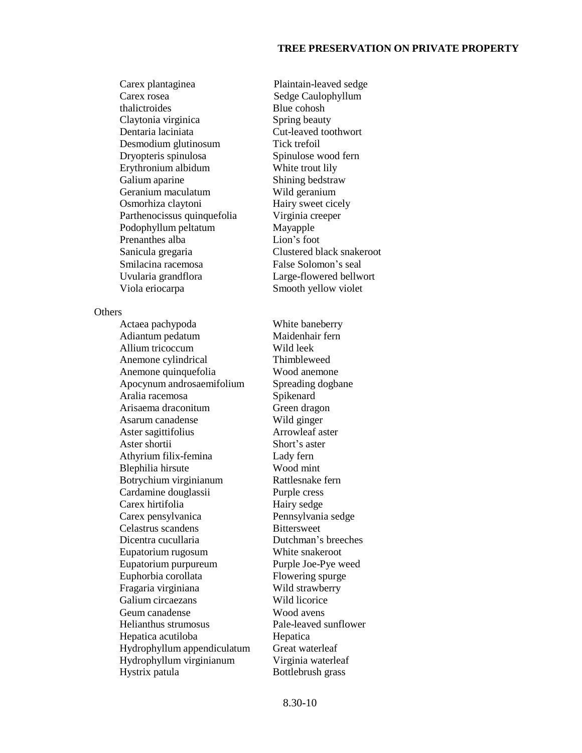| | |
|---|---|
| Carex plantaginea | Plaintain-leaved sedge |
| Carex rosea | Sedge Caulophyllum |
| thalictroides | Blue cohosh |
| Claytonia virginica | Spring beauty |
| Dentaria laciniata | Cut-leaved toothwort |
| Desmodium glutinosum | Tick trefoil |
| Dryopteris spinulosa | Spinulose wood fern |
| Erythronium albidum | White trout lily |
| Galium aparine | Shining bedstraw |
| Geranium maculatum | Wild geranium |
| Osmorhiza claytoni | Hairy sweet cicely |
| Parthenocissus quinquefolia | Virginia creeper |
| Podophyllum peltatum | Mayapple |
| Prenanthes alba | Lion's foot |
| Sanicula gregaria | Clustered black snakeroot |
| Smilacina racemosa | False Solomon's seal |
| Uvularia grandflora | Large-flowered bellwort |
| Viola eriocarpa | Smooth yellow violet |

Others

| | |
|---|---|
| Actaea pachypoda | White baneberry |
| Adiantum pedatum | Maidenhair fern |
| Allium tricoccum | Wild leek |
| Anemone cylindrical | Thimbleweed |
| Anemone quinquefolia | Wood anemone |
| Apocynum androsaemifolium | Spreading dogbane |
| Aralia racemosa | Spikenard |
| Arisaema draconitum | Green dragon |
| Asarum canadense | Wild ginger |
| Aster sagittifolius | Arrowleaf aster |
| Aster shortii | Short's aster |
| Athyrium filix-femina | Lady fern |
| Blephilia hirsute | Wood mint |
| Botrychium virginianum | Rattlesnake fern |
| Cardamine douglassii | Purple cress |
| Carex hirtifolia | Hairy sedge |
| Carex pensylvanica | Pennsylvania sedge |
| Celastrus scandens | Bittersweet |
| Dicentra cucullaria | Dutchman's breeches |
| Eupatorium rugosum | White snakeroot |
| Eupatorium purpureum | Purple Joe-Pye weed |
| Euphorbia corollata | Flowering spurge |
| Fragaria virginiana | Wild strawberry |
| Galium circaezans | Wild licorice |
| Geum canadense | Wood avens |
| Helianthus strumosus | Pale-leaved sunflower |
| Hepatica acutiloba | Hepatica |
| Hydrophyllum appendiculatum | Great waterleaf |
| Hydrophyllum virginianum | Virginia waterleaf |
| Hystrix patula | Bottlebrush grass |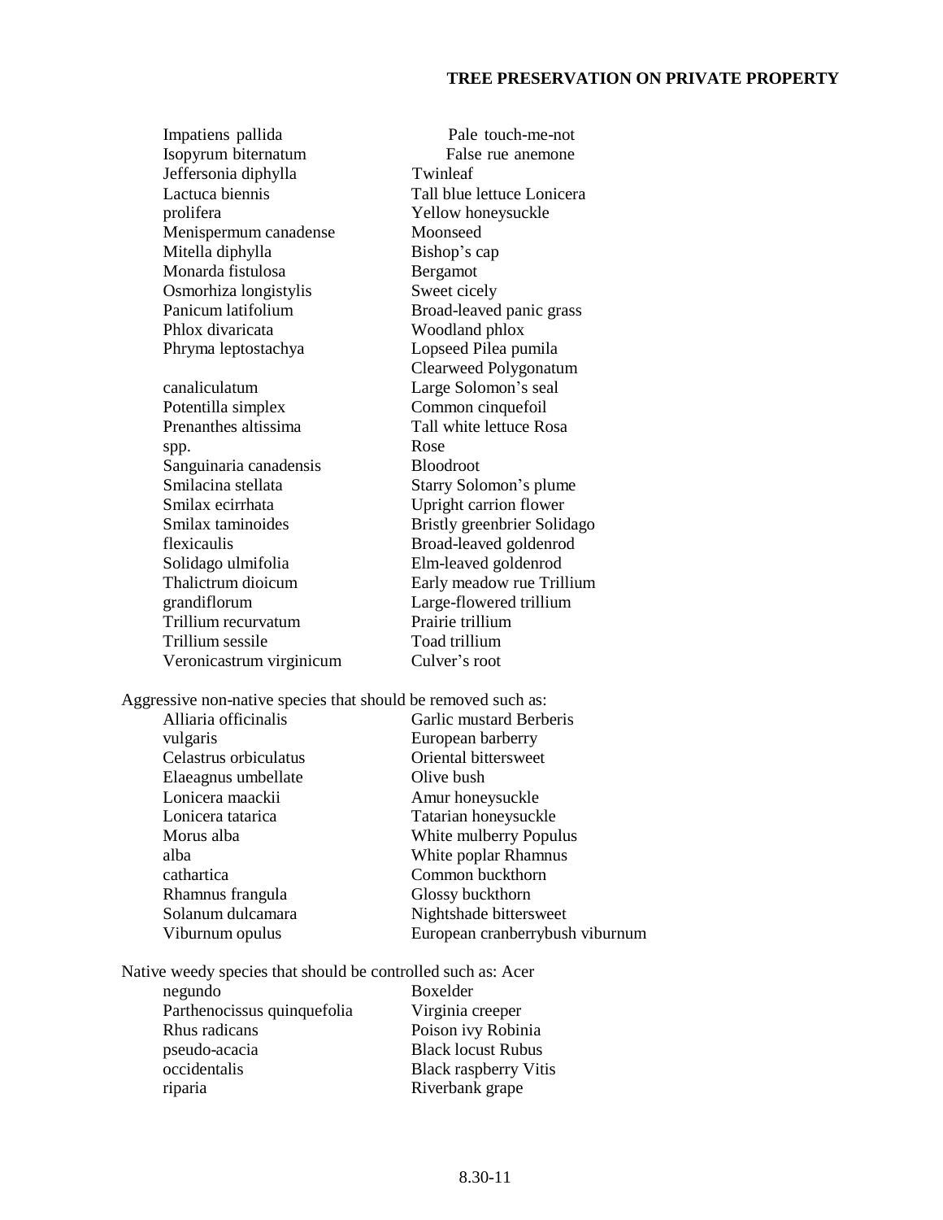| | |
|---|---|
| Impatiens pallida | Pale touch-me-not |
| Isopyrum biternatum | False rue anemone |
| Jeffersonia diphylla | Twinleaf |
| Lactuca biennis | Tall blue lettuce Lonicera |
| prolifera | Yellow honeysuckle |
| Menispermum canadense | Moonseed |
| Mitella diphylla | Bishop's cap |
| Monarda fistulosa | Bergamot |
| Osmorhiza longistylis | Sweet cicely |
| Panicum latifolium | Broad-leaved panic grass |
| Phlox divaricata | Woodland phlox |
| Phryma leptostachya | Lopseed Pilea pumila |
| | Clearweed Polygonatum |
| canaliculatum | Large Solomon's seal |
| Potentilla simplex | Common cinquefoil |
| Prenanthes altissima | Tall white lettuce Rosa |
| spp. | Rose |
| Sanguinaria canadensis | Bloodroot |
| Smilacina stellata | Starry Solomon's plume |
| Smilax ecirrhata | Upright carrion flower |
| Smilax taminoides | Bristly greenbrier Solidago |
| flexicaulis | Broad-leaved goldenrod |
| Solidago ulmifolia | Elm-leaved goldenrod |
| Thalictrum dioicum | Early meadow rue Trillium |
| grandiflorum | Large-flowered trillium |
| Trillium recurvatum | Prairie trillium |
| Trillium sessile | Toad trillium |
| Veronicastrum virginicum | Culver's root |

Aggressive non-native species that should be removed such as:

| | |
|---|---|
| Alliaria officinalis | Garlic mustard Berberis |
| vulgaris | European barberry |
| Celastrus orbiculatus | Oriental bittersweet |
| Elaeagnus umbellate | Olive bush |
| Lonicera maackii | Amur honeysuckle |
| Lonicera tatarica | Tatarian honeysuckle |
| Morus alba | White mulberry Populus |
| alba | White poplar Rhamnus |
| cathartica | Common buckthorn |
| Rhamnus frangula | Glossy buckthorn |
| Solanum dulcamara | Nightshade bittersweet |
| Viburnum opulus | European cranberrybush viburnum |

Native weedy species that should be controlled such as: Acer

| | |
|---|---|
| negundo | Boxelder |
| Parthenocissus quinquefolia | Virginia creeper |
| Rhus radicans | Poison ivy Robinia |
| pseudo-acacia | Black locust Rubus |
| occidentalis | Black raspberry Vitis |
| riparia | Riverbank grape |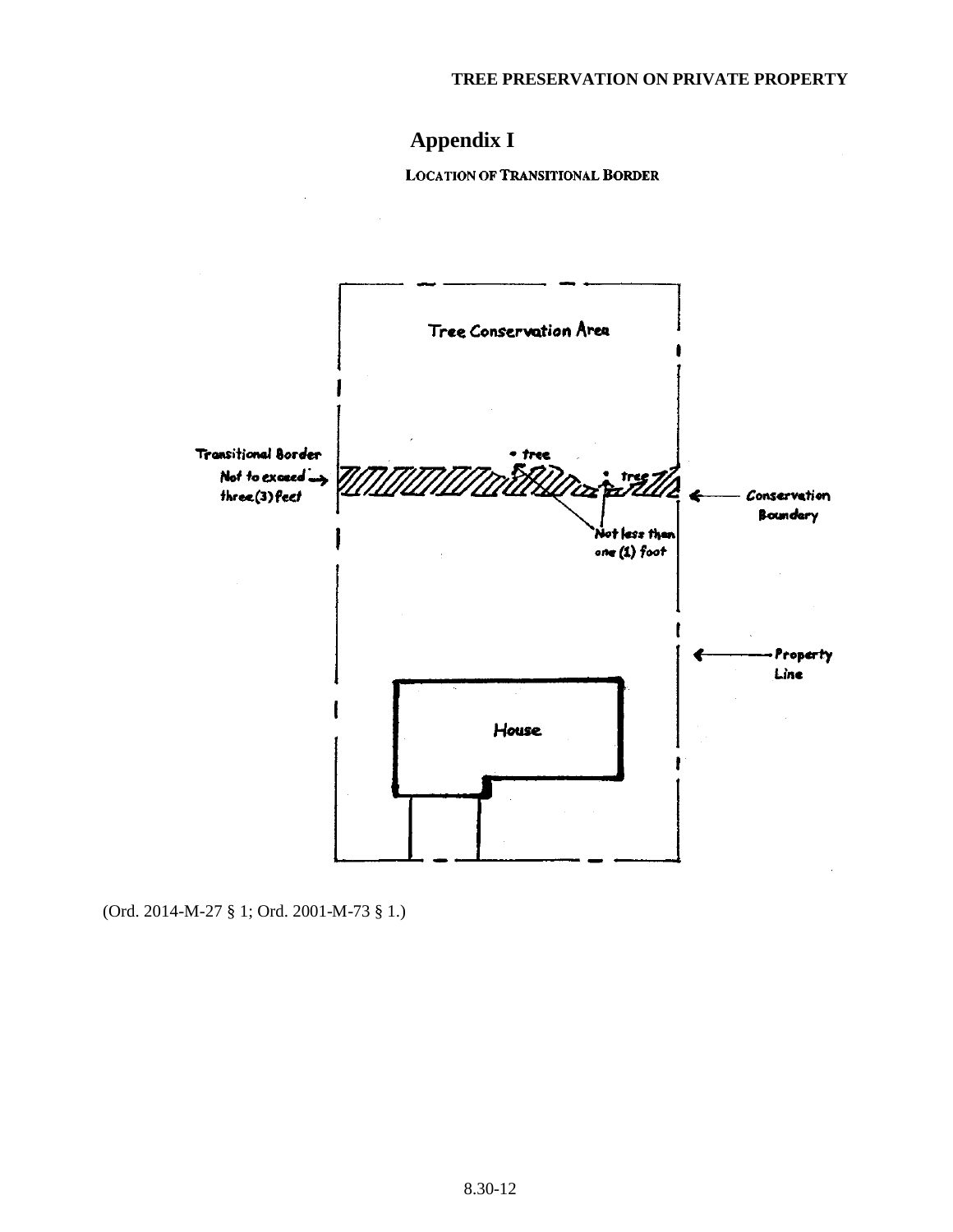# Appendix I

**LOCATION OF TRANSITIONAL BORDER**

Tree Conservation Area

Transitional Border

Not to exceed three (3) feet

tree

tree

Conservation Boundary

Not less than one (1) foot

Property Line

House

(Ord. 2014-M-27 § 1; Ord. 2001-M-73 § 1.)